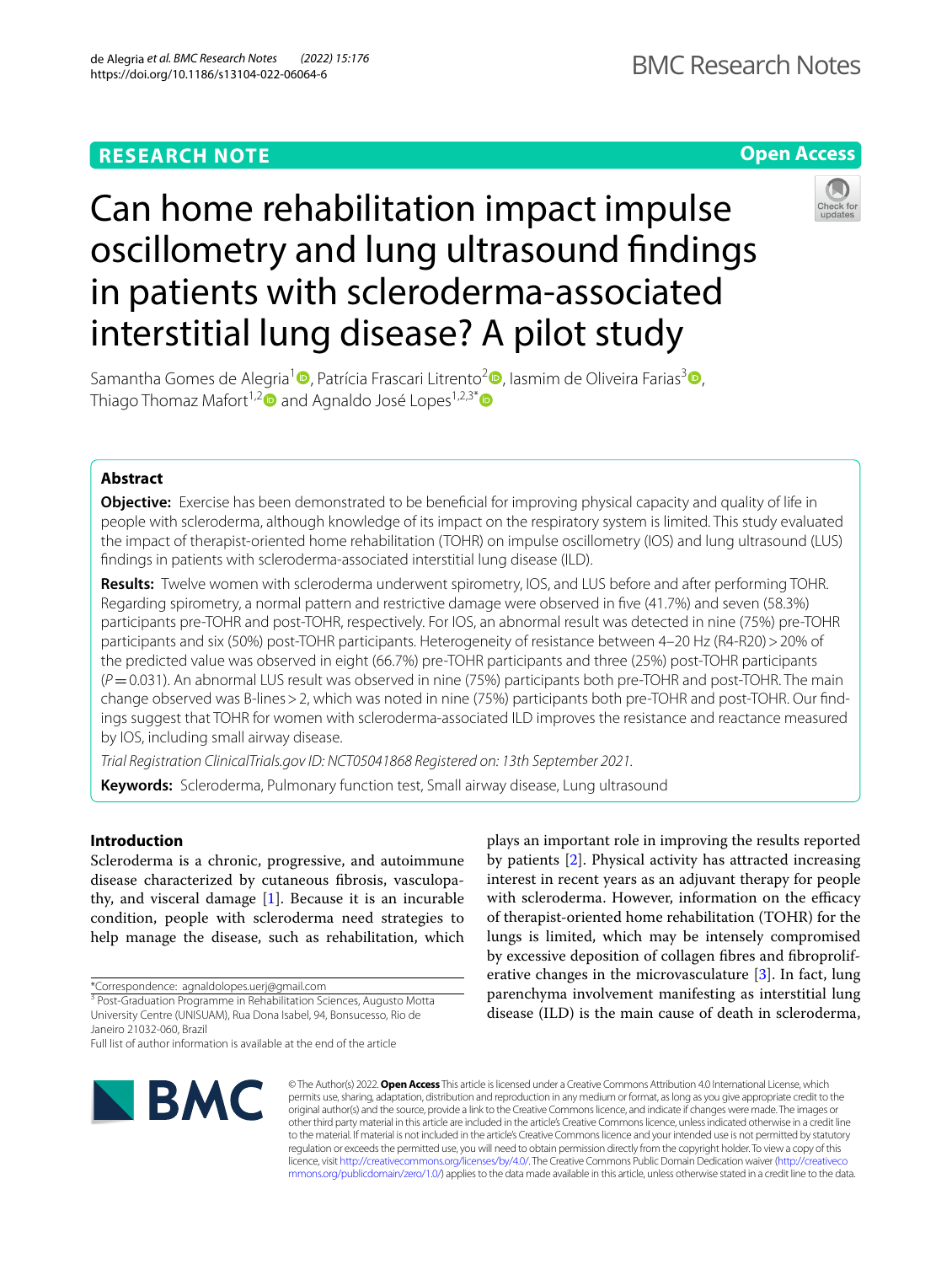RESEARCH NOTE

Open Access

# Can home rehabilitation impact impulse oscillometry and lung ultrasound findings in patients with scleroderma-associated interstitial lung disease? A pilot study

Samantha Gomes de Alegria[1], Patrícia Frascari Litrento[2], Iasmim de Oliveira Farias[3], Thiago Thomaz Mafort[1,2] and Agnaldo José Lopes[1,2,3*]

## Abstract

**Objective:** Exercise has been demonstrated to be beneficial for improving physical capacity and quality of life in people with scleroderma, although knowledge of its impact on the respiratory system is limited. This study evaluated the impact of therapist-oriented home rehabilitation (TOHR) on impulse oscillometry (IOS) and lung ultrasound (LUS) findings in patients with scleroderma-associated interstitial lung disease (ILD).

**Results:** Twelve women with scleroderma underwent spirometry, IOS, and LUS before and after performing TOHR. Regarding spirometry, a normal pattern and restrictive damage were observed in five (41.7%) and seven (58.3%) participants pre-TOHR and post-TOHR, respectively. For IOS, an abnormal result was detected in nine (75%) pre-TOHR participants and six (50%) post-TOHR participants. Heterogeneity of resistance between 4–20 Hz (R4-R20) > 20% of the predicted value was observed in eight (66.7%) pre-TOHR participants and three (25%) post-TOHR participants ($P = 0.031$). An abnormal LUS result was observed in nine (75%) participants both pre-TOHR and post-TOHR. The main change observed was B-lines > 2, which was noted in nine (75%) participants both pre-TOHR and post-TOHR. Our findings suggest that TOHR for women with scleroderma-associated ILD improves the resistance and reactance measured by IOS, including small airway disease.

*Trial Registration ClinicalTrials.gov ID: NCT05041868 Registered on: 13th September 2021.*

**Keywords:** Scleroderma, Pulmonary function test, Small airway disease, Lung ultrasound

## Introduction

Scleroderma is a chronic, progressive, and autoimmune disease characterized by cutaneous fibrosis, vasculopathy, and visceral damage [1]. Because it is an incurable condition, people with scleroderma need strategies to help manage the disease, such as rehabilitation, which plays an important role in improving the results reported by patients [2]. Physical activity has attracted increasing interest in recent years as an adjuvant therapy for people with scleroderma. However, information on the efficacy of therapist-oriented home rehabilitation (TOHR) for the lungs is limited, which may be intensely compromised by excessive deposition of collagen fibres and fibroproliferative changes in the microvasculature [3]. In fact, lung parenchyma involvement manifesting as interstitial lung disease (ILD) is the main cause of death in scleroderma,

*Correspondence: agnaldolopes.uerj@gmail.com

[3] Post-Graduation Programme in Rehabilitation Sciences, Augusto Motta University Centre (UNISUAM), Rua Dona Isabel, 94, Bonsucesso, Rio de Janeiro 21032-060, Brazil

Full list of author information is available at the end of the article

© The Author(s) 2022. **Open Access** This article is licensed under a Creative Commons Attribution 4.0 International License, which permits use, sharing, adaptation, distribution and reproduction in any medium or format, as long as you give appropriate credit to the original author(s) and the source, provide a link to the Creative Commons licence, and indicate if changes were made. The images or other third party material in this article are included in the article's Creative Commons licence, unless indicated otherwise in a credit line to the material. If material is not included in the article's Creative Commons licence and your intended use is not permitted by statutory regulation or exceeds the permitted use, you will need to obtain permission directly from the copyright holder. To view a copy of this licence, visit http://creativecommons.org/licenses/by/4.0/. The Creative Commons Public Domain Dedication waiver (http://creativecommons.org/publicdomain/zero/1.0/) applies to the data made available in this article, unless otherwise stated in a credit line to the data.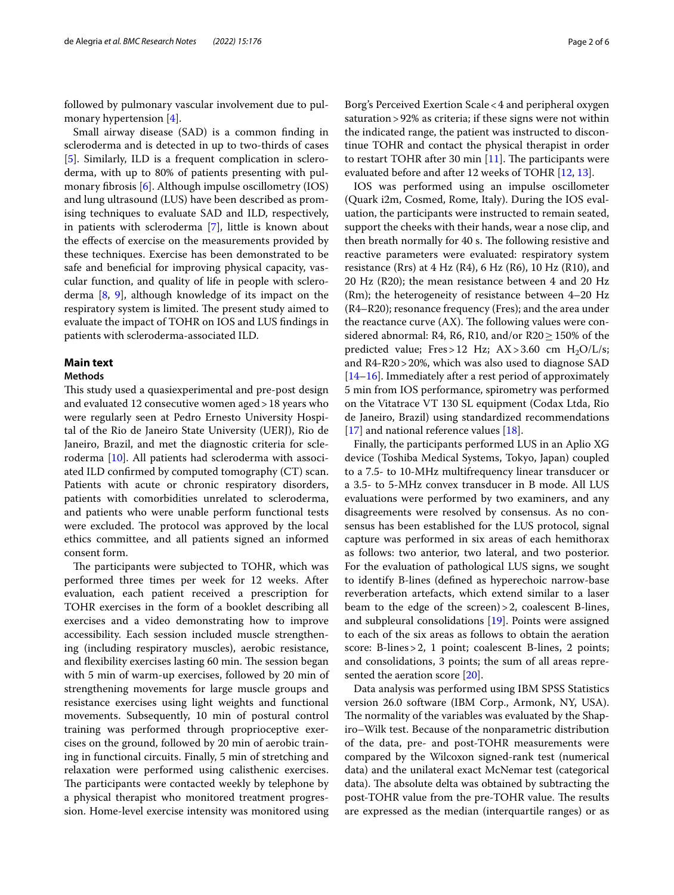followed by pulmonary vascular involvement due to pulmonary hypertension [4].

Small airway disease (SAD) is a common finding in scleroderma and is detected in up to two-thirds of cases [5]. Similarly, ILD is a frequent complication in scleroderma, with up to 80% of patients presenting with pulmonary fibrosis [6]. Although impulse oscillometry (IOS) and lung ultrasound (LUS) have been described as promising techniques to evaluate SAD and ILD, respectively, in patients with scleroderma [7], little is known about the effects of exercise on the measurements provided by these techniques. Exercise has been demonstrated to be safe and beneficial for improving physical capacity, vascular function, and quality of life in people with scleroderma [8, 9], although knowledge of its impact on the respiratory system is limited. The present study aimed to evaluate the impact of TOHR on IOS and LUS findings in patients with scleroderma-associated ILD.

## Main text

### Methods

This study used a quasiexperimental and pre-post design and evaluated 12 consecutive women aged > 18 years who were regularly seen at Pedro Ernesto University Hospital of the Rio de Janeiro State University (UERJ), Rio de Janeiro, Brazil, and met the diagnostic criteria for scleroderma [10]. All patients had scleroderma with associated ILD confirmed by computed tomography (CT) scan. Patients with acute or chronic respiratory disorders, patients with comorbidities unrelated to scleroderma, and patients who were unable perform functional tests were excluded. The protocol was approved by the local ethics committee, and all patients signed an informed consent form.

The participants were subjected to TOHR, which was performed three times per week for 12 weeks. After evaluation, each patient received a prescription for TOHR exercises in the form of a booklet describing all exercises and a video demonstrating how to improve accessibility. Each session included muscle strengthening (including respiratory muscles), aerobic resistance, and flexibility exercises lasting 60 min. The session began with 5 min of warm-up exercises, followed by 20 min of strengthening movements for large muscle groups and resistance exercises using light weights and functional movements. Subsequently, 10 min of postural control training was performed through proprioceptive exercises on the ground, followed by 20 min of aerobic training in functional circuits. Finally, 5 min of stretching and relaxation were performed using calisthenic exercises. The participants were contacted weekly by telephone by a physical therapist who monitored treatment progression. Home-level exercise intensity was monitored using Borg's Perceived Exertion Scale < 4 and peripheral oxygen saturation > 92% as criteria; if these signs were not within the indicated range, the patient was instructed to discontinue TOHR and contact the physical therapist in order to restart TOHR after 30 min [11]. The participants were evaluated before and after 12 weeks of TOHR [12, 13].

IOS was performed using an impulse oscillometer (Quark i2m, Cosmed, Rome, Italy). During the IOS evaluation, the participants were instructed to remain seated, support the cheeks with their hands, wear a nose clip, and then breath normally for 40 s. The following resistive and reactive parameters were evaluated: respiratory system resistance (Rrs) at 4 Hz (R4), 6 Hz (R6), 10 Hz (R10), and 20 Hz (R20); the mean resistance between 4 and 20 Hz (Rm); the heterogeneity of resistance between 4–20 Hz (R4–R20); resonance frequency (Fres); and the area under the reactance curve (AX). The following values were considered abnormal: R4, R6, R10, and/or R20 ≥ 150% of the predicted value; Fres > 12 Hz; AX > 3.60 cm $H_2O$/L/s; and R4-R20 > 20%, which was also used to diagnose SAD [14–16]. Immediately after a rest period of approximately 5 min from IOS performance, spirometry was performed on the Vitatrace VT 130 SL equipment (Codax Ltda, Rio de Janeiro, Brazil) using standardized recommendations [17] and national reference values [18].

Finally, the participants performed LUS in an Aplio XG device (Toshiba Medical Systems, Tokyo, Japan) coupled to a 7.5- to 10-MHz multifrequency linear transducer or a 3.5- to 5-MHz convex transducer in B mode. All LUS evaluations were performed by two examiners, and any disagreements were resolved by consensus. As no consensus has been established for the LUS protocol, signal capture was performed in six areas of each hemithorax as follows: two anterior, two lateral, and two posterior. For the evaluation of pathological LUS signs, we sought to identify B-lines (defined as hyperechoic narrow-base reverberation artefacts, which extend similar to a laser beam to the edge of the screen) > 2, coalescent B-lines, and subpleural consolidations [19]. Points were assigned to each of the six areas as follows to obtain the aeration score: B-lines > 2, 1 point; coalescent B-lines, 2 points; and consolidations, 3 points; the sum of all areas represented the aeration score [20].

Data analysis was performed using IBM SPSS Statistics version 26.0 software (IBM Corp., Armonk, NY, USA). The normality of the variables was evaluated by the Shapiro–Wilk test. Because of the nonparametric distribution of the data, pre- and post-TOHR measurements were compared by the Wilcoxon signed-rank test (numerical data) and the unilateral exact McNemar test (categorical data). The absolute delta was obtained by subtracting the post-TOHR value from the pre-TOHR value. The results are expressed as the median (interquartile ranges) or as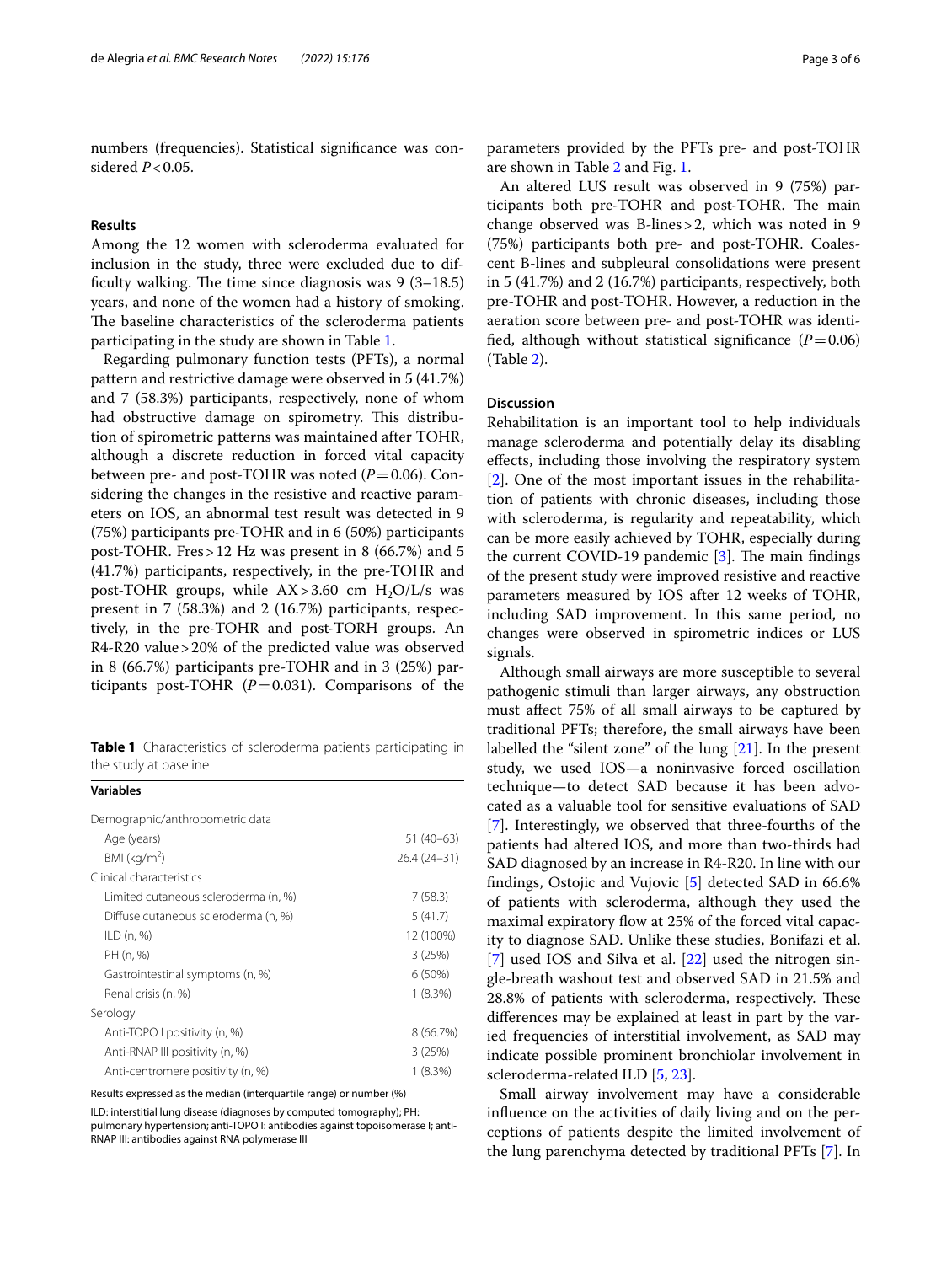numbers (frequencies). Statistical significance was considered $P < 0.05$.

## Results

Among the 12 women with scleroderma evaluated for inclusion in the study, three were excluded due to difficulty walking. The time since diagnosis was 9 (3–18.5) years, and none of the women had a history of smoking. The baseline characteristics of the scleroderma patients participating in the study are shown in Table 1.

Regarding pulmonary function tests (PFTs), a normal pattern and restrictive damage were observed in 5 (41.7%) and 7 (58.3%) participants, respectively, none of whom had obstructive damage on spirometry. This distribution of spirometric patterns was maintained after TOHR, although a discrete reduction in forced vital capacity between pre- and post-TOHR was noted ($P = 0.06$). Considering the changes in the resistive and reactive parameters on IOS, an abnormal test result was detected in 9 (75%) participants pre-TOHR and in 6 (50%) participants post-TOHR. Fres > 12 Hz was present in 8 (66.7%) and 5 (41.7%) participants, respectively, in the pre-TOHR and post-TOHR groups, while AX > 3.60 cm $H_2O$/L/s was present in 7 (58.3%) and 2 (16.7%) participants, respectively, in the pre-TOHR and post-TORH groups. An R4-R20 value > 20% of the predicted value was observed in 8 (66.7%) participants pre-TOHR and in 3 (25%) participants post-TOHR ($P = 0.031$). Comparisons of the parameters provided by the PFTs pre- and post-TOHR are shown in Table 2 and Fig. 1.

An altered LUS result was observed in 9 (75%) participants both pre-TOHR and post-TOHR. The main change observed was B-lines > 2, which was noted in 9 (75%) participants both pre- and post-TOHR. Coalescent B-lines and subpleural consolidations were present in 5 (41.7%) and 2 (16.7%) participants, respectively, both pre-TOHR and post-TOHR. However, a reduction in the aeration score between pre- and post-TOHR was identified, although without statistical significance ($P = 0.06$) (Table 2).

**Table 1** Characteristics of scleroderma patients participating in the study at baseline

| Variables | |
|---|---|
| Demographic/anthropometric data | |
| Age (years) | 51 (40–63) |
| BMI (kg/m$^2$) | 26.4 (24–31) |
| Clinical characteristics | |
| Limited cutaneous scleroderma (n, %) | 7 (58.3) |
| Diffuse cutaneous scleroderma (n, %) | 5 (41.7) |
| ILD (n, %) | 12 (100%) |
| PH (n, %) | 3 (25%) |
| Gastrointestinal symptoms (n, %) | 6 (50%) |
| Renal crisis (n, %) | 1 (8.3%) |
| Serology | |
| Anti-TOPO I positivity (n, %) | 8 (66.7%) |
| Anti-RNAP III positivity (n, %) | 3 (25%) |
| Anti-centromere positivity (n, %) | 1 (8.3%) |

Results expressed as the median (interquartile range) or number (%)

ILD: interstitial lung disease (diagnoses by computed tomography); PH: pulmonary hypertension; anti-TOPO I: antibodies against topoisomerase I; anti-RNAP III: antibodies against RNA polymerase III

## Discussion

Rehabilitation is an important tool to help individuals manage scleroderma and potentially delay its disabling effects, including those involving the respiratory system [2]. One of the most important issues in the rehabilitation of patients with chronic diseases, including those with scleroderma, is regularity and repeatability, which can be more easily achieved by TOHR, especially during the current COVID-19 pandemic [3]. The main findings of the present study were improved resistive and reactive parameters measured by IOS after 12 weeks of TOHR, including SAD improvement. In this same period, no changes were observed in spirometric indices or LUS signals.

Although small airways are more susceptible to several pathogenic stimuli than larger airways, any obstruction must affect 75% of all small airways to be captured by traditional PFTs; therefore, the small airways have been labelled the "silent zone" of the lung [21]. In the present study, we used IOS—a noninvasive forced oscillation technique—to detect SAD because it has been advocated as a valuable tool for sensitive evaluations of SAD [7]. Interestingly, we observed that three-fourths of the patients had altered IOS, and more than two-thirds had SAD diagnosed by an increase in R4-R20. In line with our findings, Ostojic and Vujovic [5] detected SAD in 66.6% of patients with scleroderma, although they used the maximal expiratory flow at 25% of the forced vital capacity to diagnose SAD. Unlike these studies, Bonifazi et al. [7] used IOS and Silva et al. [22] used the nitrogen single-breath washout test and observed SAD in 21.5% and 28.8% of patients with scleroderma, respectively. These differences may be explained at least in part by the varied frequencies of interstitial involvement, as SAD may indicate possible prominent bronchiolar involvement in scleroderma-related ILD [5, 23].

Small airway involvement may have a considerable influence on the activities of daily living and on the perceptions of patients despite the limited involvement of the lung parenchyma detected by traditional PFTs [7]. In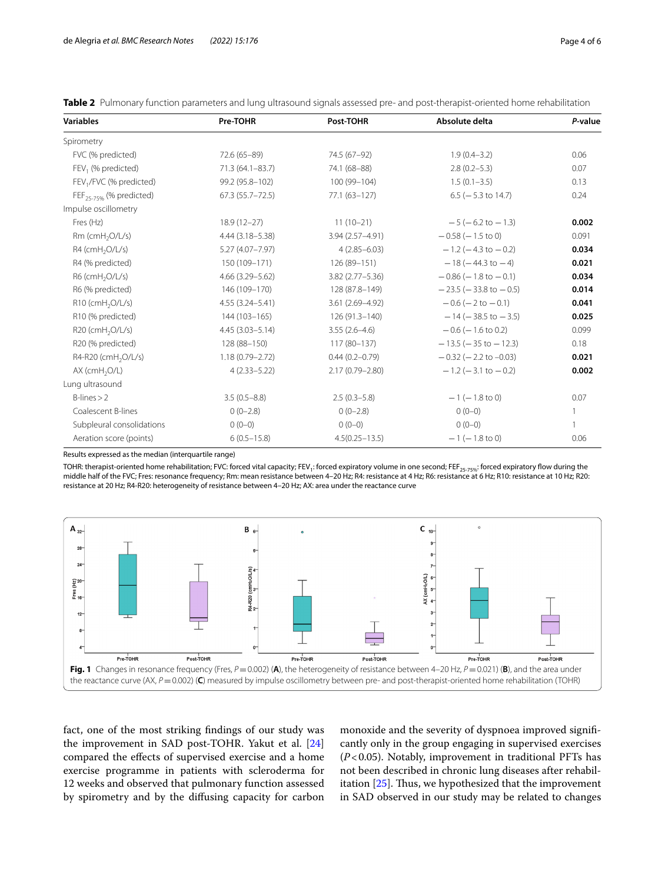**Table 2** Pulmonary function parameters and lung ultrasound signals assessed pre- and post-therapist-oriented home rehabilitation

| Variables | Pre-TOHR | Post-TOHR | Absolute delta | *P*-value |
|---|---|---|---|---|
| Spirometry | | | | |
| FVC (% predicted) | 72.6 (65–89) | 74.5 (67–92) | 1.9 (0.4–3.2) | 0.06 |
| $FEV_1$ (% predicted) | 71.3 (64.1–83.7) | 74.1 (68–88) | 2.8 (0.2–5.3) | 0.07 |
| $FEV_1$/FVC (% predicted) | 99.2 (95.8–102) | 100 (99–104) | 1.5 (0.1–3.5) | 0.13 |
| $FEF_{25-75\%}$ (% predicted) | 67.3 (55.7–72.5) | 77.1 (63–127) | 6.5 (−5.3 to 14.7) | 0.24 |
| Impulse oscillometry | | | | |
| Fres (Hz) | 18.9 (12–27) | 11 (10–21) | −5 (−6.2 to −1.3) | **0.002** |
| Rm ($cmH_2O/L/s$) | 4.44 (3.18–5.38) | 3.94 (2.57–4.91) | −0.58 (−1.5 to 0) | 0.091 |
| R4 ($cmH_2O/L/s$) | 5.27 (4.07–7.97) | 4 (2.85–6.03) | −1.2 (−4.3 to −0.2) | **0.034** |
| R4 (% predicted) | 150 (109–171) | 126 (89–151) | −18 (−44.3 to −4) | **0.021** |
| R6 ($cmH_2O/L/s$) | 4.66 (3.29–5.62) | 3.82 (2.77–5.36) | −0.86 (−1.8 to −0.1) | **0.034** |
| R6 (% predicted) | 146 (109–170) | 128 (87.8–149) | −23.5 (−33.8 to −0.5) | **0.014** |
| R10 ($cmH_2O/L/s$) | 4.55 (3.24–5.41) | 3.61 (2.69–4.92) | −0.6 (−2 to −0.1) | **0.041** |
| R10 (% predicted) | 144 (103–165) | 126 (91.3–140) | −14 (−38.5 to −3.5) | **0.025** |
| R20 ($cmH_2O/L/s$) | 4.45 (3.03–5.14) | 3.55 (2.6–4.6) | −0.6 (−1.6 to 0.2) | 0.099 |
| R20 (% predicted) | 128 (88–150) | 117 (80–137) | −13.5 (−35 to −12.3) | 0.18 |
| R4-R20 ($cmH_2O/L/s$) | 1.18 (0.79–2.72) | 0.44 (0.2–0.79) | −0.32 (−2.2 to −0.03) | **0.021** |
| AX ($cmH_2O/L$) | 4 (2.33–5.22) | 2.17 (0.79–2.80) | −1.2 (−3.1 to −0.2) | **0.002** |
| Lung ultrasound | | | | |
| B-lines > 2 | 3.5 (0.5–8.8) | 2.5 (0.3–5.8) | −1 (−1.8 to 0) | 0.07 |
| Coalescent B-lines | 0 (0–2.8) | 0 (0–2.8) | 0 (0–0) | 1 |
| Subpleural consolidations | 0 (0–0) | 0 (0–0) | 0 (0–0) | 1 |
| Aeration score (points) | 6 (0.5–15.8) | 4.5(0.25–13.5) | −1 (−1.8 to 0) | 0.06 |

Results expressed as the median (interquartile range)

TOHR: therapist-oriented home rehabilitation; FVC: forced vital capacity; $FEV_1$: forced expiratory volume in one second; $FEF_{25-75\%}$: forced expiratory flow during the middle half of the FVC; Fres: resonance frequency; Rm: mean resistance between 4–20 Hz; R4: resistance at 4 Hz; R6: resistance at 6 Hz; R10: resistance at 10 Hz; R20: resistance at 20 Hz; R4-R20: heterogeneity of resistance between 4–20 Hz; AX: area under the reactance curve

**Fig. 1** Changes in resonance frequency (Fres, $P = 0.002$) (**A**), the heterogeneity of resistance between 4–20 Hz, $P = 0.021$) (**B**), and the area under the reactance curve (AX, $P = 0.002$) (**C**) measured by impulse oscillometry between pre- and post-therapist-oriented home rehabilitation (TOHR)

fact, one of the most striking findings of our study was the improvement in SAD post-TOHR. Yakut et al. [24] compared the effects of supervised exercise and a home exercise programme in patients with scleroderma for 12 weeks and observed that pulmonary function assessed by spirometry and by the diffusing capacity for carbon monoxide and the severity of dyspnoea improved significantly only in the group engaging in supervised exercises ($P < 0.05$). Notably, improvement in traditional PFTs has not been described in chronic lung diseases after rehabilitation [25]. Thus, we hypothesized that the improvement in SAD observed in our study may be related to changes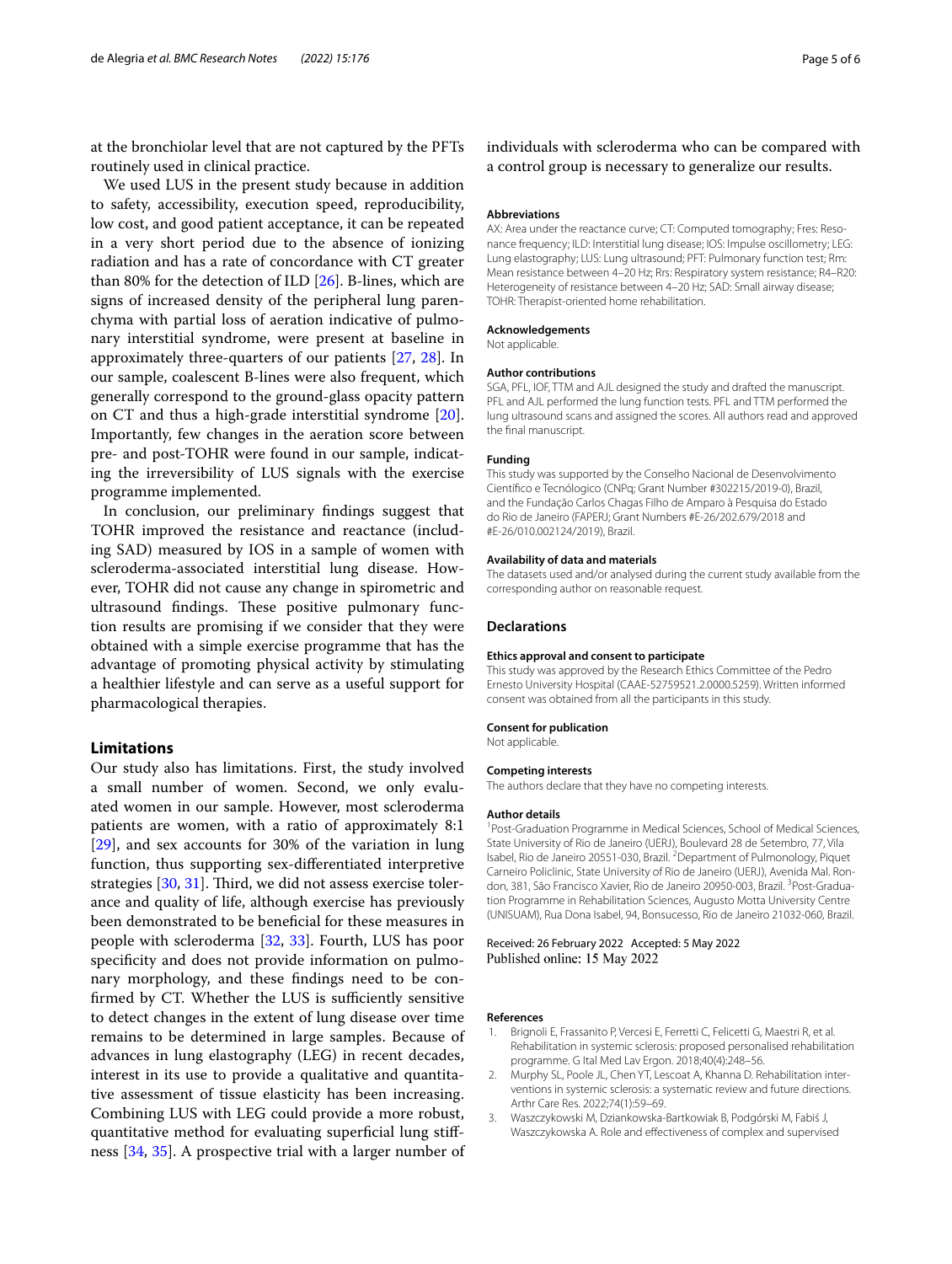at the bronchiolar level that are not captured by the PFTs routinely used in clinical practice.

We used LUS in the present study because in addition to safety, accessibility, execution speed, reproducibility, low cost, and good patient acceptance, it can be repeated in a very short period due to the absence of ionizing radiation and has a rate of concordance with CT greater than 80% for the detection of ILD [26]. B-lines, which are signs of increased density of the peripheral lung parenchyma with partial loss of aeration indicative of pulmonary interstitial syndrome, were present at baseline in approximately three-quarters of our patients [27, 28]. In our sample, coalescent B-lines were also frequent, which generally correspond to the ground-glass opacity pattern on CT and thus a high-grade interstitial syndrome [20]. Importantly, few changes in the aeration score between pre- and post-TOHR were found in our sample, indicating the irreversibility of LUS signals with the exercise programme implemented.

In conclusion, our preliminary findings suggest that TOHR improved the resistance and reactance (including SAD) measured by IOS in a sample of women with scleroderma-associated interstitial lung disease. However, TOHR did not cause any change in spirometric and ultrasound findings. These positive pulmonary function results are promising if we consider that they were obtained with a simple exercise programme that has the advantage of promoting physical activity by stimulating a healthier lifestyle and can serve as a useful support for pharmacological therapies.

## Limitations

Our study also has limitations. First, the study involved a small number of women. Second, we only evaluated women in our sample. However, most scleroderma patients are women, with a ratio of approximately 8:1 [29], and sex accounts for 30% of the variation in lung function, thus supporting sex-differentiated interpretive strategies [30, 31]. Third, we did not assess exercise tolerance and quality of life, although exercise has previously been demonstrated to be beneficial for these measures in people with scleroderma [32, 33]. Fourth, LUS has poor specificity and does not provide information on pulmonary morphology, and these findings need to be confirmed by CT. Whether the LUS is sufficiently sensitive to detect changes in the extent of lung disease over time remains to be determined in large samples. Because of advances in lung elastography (LEG) in recent decades, interest in its use to provide a qualitative and quantitative assessment of tissue elasticity has been increasing. Combining LUS with LEG could provide a more robust, quantitative method for evaluating superficial lung stiffness [34, 35]. A prospective trial with a larger number of individuals with scleroderma who can be compared with a control group is necessary to generalize our results.

### Abbreviations

AX: Area under the reactance curve; CT: Computed tomography; Fres: Resonance frequency; ILD: Interstitial lung disease; IOS: Impulse oscillometry; LEG: Lung elastography; LUS: Lung ultrasound; PFT: Pulmonary function test; Rm: Mean resistance between 4–20 Hz; Rrs: Respiratory system resistance; R4–R20: Heterogeneity of resistance between 4–20 Hz; SAD: Small airway disease; TOHR: Therapist-oriented home rehabilitation.

### Acknowledgements

Not applicable.

### Author contributions

SGA, PFL, IOF, TTM and AJL designed the study and drafted the manuscript. PFL and AJL performed the lung function tests. PFL and TTM performed the lung ultrasound scans and assigned the scores. All authors read and approved the final manuscript.

### Funding

This study was supported by the Conselho Nacional de Desenvolvimento Científico e Tecnológico (CNPq; Grant Number #302215/2019-0), Brazil, and the Fundação Carlos Chagas Filho de Amparo à Pesquisa do Estado do Rio de Janeiro (FAPERJ; Grant Numbers #E-26/202.679/2018 and #E-26/010.002124/2019), Brazil.

### Availability of data and materials

The datasets used and/or analysed during the current study available from the corresponding author on reasonable request.

## Declarations

### Ethics approval and consent to participate

This study was approved by the Research Ethics Committee of the Pedro Ernesto University Hospital (CAAE-52759521.2.0000.5259). Written informed consent was obtained from all the participants in this study.

### Consent for publication

Not applicable.

### Competing interests

The authors declare that they have no competing interests.

### Author details

[1] Post-Graduation Programme in Medical Sciences, School of Medical Sciences, State University of Rio de Janeiro (UERJ), Boulevard 28 de Setembro, 77, Vila Isabel, Rio de Janeiro 20551-030, Brazil. [2] Department of Pulmonology, Piquet Carneiro Policlinic, State University of Rio de Janeiro (UERJ), Avenida Mal. Rondon, 381, São Francisco Xavier, Rio de Janeiro 20950-003, Brazil. [3] Post-Graduation Programme in Rehabilitation Sciences, Augusto Motta University Centre (UNISUAM), Rua Dona Isabel, 94, Bonsucesso, Rio de Janeiro 21032-060, Brazil.

Received: 26 February 2022 Accepted: 5 May 2022
Published online: 15 May 2022

### References

1. Brignoli E, Frassanito P, Vercesi E, Ferretti C, Felicetti G, Maestri R, et al. Rehabilitation in systemic sclerosis: proposed personalised rehabilitation programme. G Ital Med Lav Ergon. 2018;40(4):248–56.
2. Murphy SL, Poole JL, Chen YT, Lescoat A, Khanna D. Rehabilitation interventions in systemic sclerosis: a systematic review and future directions. Arthr Care Res. 2022;74(1):59–69.
3. Waszczykowski M, Dziankowska-Bartkowiak B, Podgórski M, Fabiś J, Waszczykowska A. Role and effectiveness of complex and supervised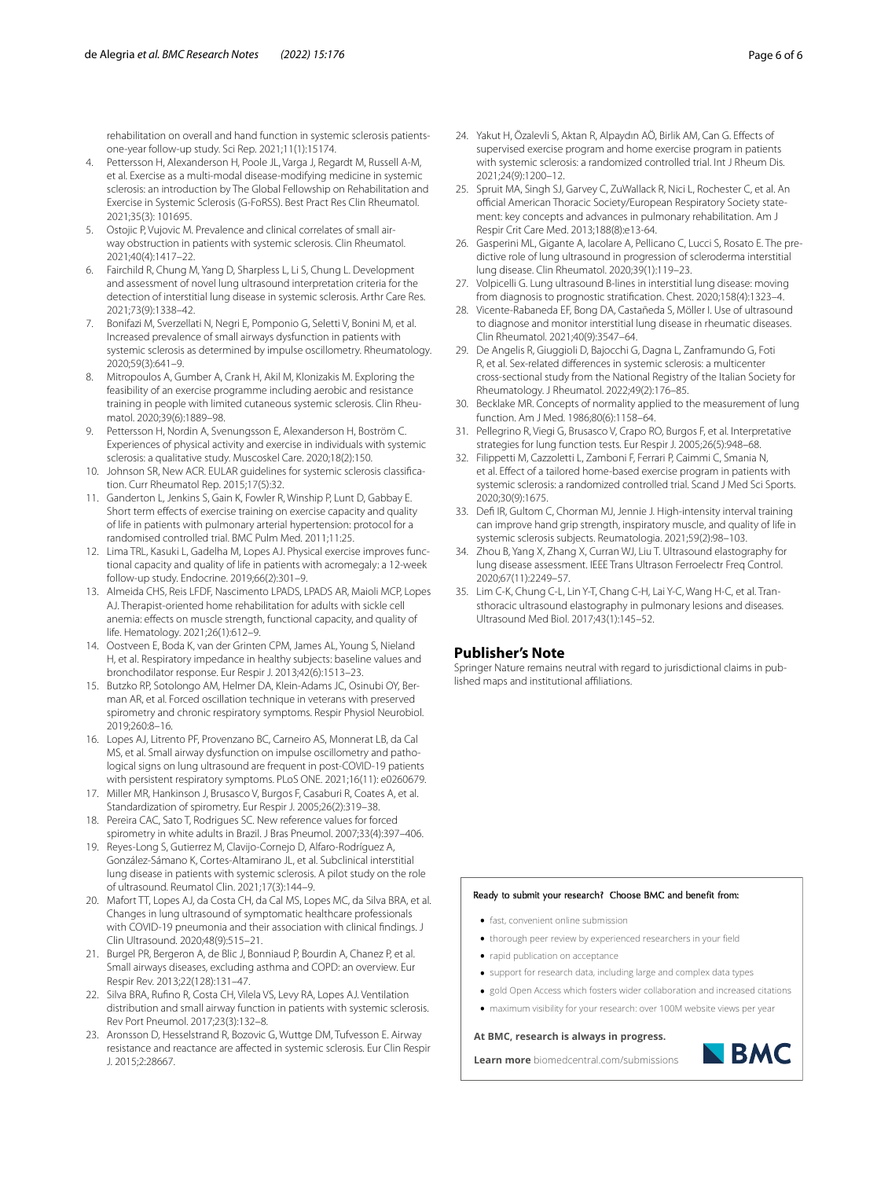rehabilitation on overall and hand function in systemic sclerosis patients-one-year follow-up study. Sci Rep. 2021;11(1):15174.

4. Pettersson H, Alexanderson H, Poole JL, Varga J, Regardt M, Russell A-M, et al. Exercise as a multi-modal disease-modifying medicine in systemic sclerosis: an introduction by The Global Fellowship on Rehabilitation and Exercise in Systemic Sclerosis (G-FoRSS). Best Pract Res Clin Rheumatol. 2021;35(3): 101695.
5. Ostojic P, Vujovic M. Prevalence and clinical correlates of small airway obstruction in patients with systemic sclerosis. Clin Rheumatol. 2021;40(4):1417–22.
6. Fairchild R, Chung M, Yang D, Sharpless L, Li S, Chung L. Development and assessment of novel lung ultrasound interpretation criteria for the detection of interstitial lung disease in systemic sclerosis. Arthr Care Res. 2021;73(9):1338–42.
7. Bonifazi M, Sverzellati N, Negri E, Pomponio G, Seletti V, Bonini M, et al. Increased prevalence of small airways dysfunction in patients with systemic sclerosis as determined by impulse oscillometry. Rheumatology. 2020;59(3):641–9.
8. Mitropoulos A, Gumber A, Crank H, Akil M, Klonizakis M. Exploring the feasibility of an exercise programme including aerobic and resistance training in people with limited cutaneous systemic sclerosis. Clin Rheumatol. 2020;39(6):1889–98.
9. Pettersson H, Nordin A, Svenungsson E, Alexanderson H, Boström C. Experiences of physical activity and exercise in individuals with systemic sclerosis: a qualitative study. Muscoskel Care. 2020;18(2):150.
10. Johnson SR, New ACR. EULAR guidelines for systemic sclerosis classification. Curr Rheumatol Rep. 2015;17(5):32.
11. Ganderton L, Jenkins S, Gain K, Fowler R, Winship P, Lunt D, Gabbay E. Short term effects of exercise training on exercise capacity and quality of life in patients with pulmonary arterial hypertension: protocol for a randomised controlled trial. BMC Pulm Med. 2011;11:25.
12. Lima TRL, Kasuki L, Gadelha M, Lopes AJ. Physical exercise improves functional capacity and quality of life in patients with acromegaly: a 12-week follow-up study. Endocrine. 2019;66(2):301–9.
13. Almeida CHS, Reis LFDF, Nascimento LPADS, LPADS AR, Maioli MCP, Lopes AJ. Therapist-oriented home rehabilitation for adults with sickle cell anemia: effects on muscle strength, functional capacity, and quality of life. Hematology. 2021;26(1):612–9.
14. Oostveen E, Boda K, van der Grinten CPM, James AL, Young S, Nieland H, et al. Respiratory impedance in healthy subjects: baseline values and bronchodilator response. Eur Respir J. 2013;42(6):1513–23.
15. Butzko RP, Sotolongo AM, Helmer DA, Klein-Adams JC, Osinubi OY, Berman AR, et al. Forced oscillation technique in veterans with preserved spirometry and chronic respiratory symptoms. Respir Physiol Neurobiol. 2019;260:8–16.
16. Lopes AJ, Litrento PF, Provenzano BC, Carneiro AS, Monnerat LB, da Cal MS, et al. Small airway dysfunction on impulse oscillometry and pathological signs on lung ultrasound are frequent in post-COVID-19 patients with persistent respiratory symptoms. PLoS ONE. 2021;16(11): e0260679.
17. Miller MR, Hankinson J, Brusasco V, Burgos F, Casaburi R, Coates A, et al. Standardization of spirometry. Eur Respir J. 2005;26(2):319–38.
18. Pereira CAC, Sato T, Rodrigues SC. New reference values for forced spirometry in white adults in Brazil. J Bras Pneumol. 2007;33(4):397–406.
19. Reyes-Long S, Gutierrez M, Clavijo-Cornejo D, Alfaro-Rodríguez A, González-Sámano K, Cortes-Altamirano JL, et al. Subclinical interstitial lung disease in patients with systemic sclerosis. A pilot study on the role of ultrasound. Reumatol Clin. 2021;17(3):144–9.
20. Mafort TT, Lopes AJ, da Costa CH, da Cal MS, Lopes MC, da Silva BRA, et al. Changes in lung ultrasound of symptomatic healthcare professionals with COVID-19 pneumonia and their association with clinical findings. J Clin Ultrasound. 2020;48(9):515–21.
21. Burgel PR, Bergeron A, de Blic J, Bonniaud P, Bourdin A, Chanez P, et al. Small airways diseases, excluding asthma and COPD: an overview. Eur Respir Rev. 2013;22(128):131–47.
22. Silva BRA, Rufino R, Costa CH, Vilela VS, Levy RA, Lopes AJ. Ventilation distribution and small airway function in patients with systemic sclerosis. Rev Port Pneumol. 2017;23(3):132–8.
23. Aronsson D, Hesselstrand R, Bozovic G, Wuttge DM, Tufvesson E. Airway resistance and reactance are affected in systemic sclerosis. Eur Clin Respir J. 2015;2:28667.
24. Yakut H, Özalevli S, Aktan R, Alpaydın AÖ, Birlik AM, Can G. Effects of supervised exercise program and home exercise program in patients with systemic sclerosis: a randomized controlled trial. Int J Rheum Dis. 2021;24(9):1200–12.
25. Spruit MA, Singh SJ, Garvey C, ZuWallack R, Nici L, Rochester C, et al. An official American Thoracic Society/European Respiratory Society statement: key concepts and advances in pulmonary rehabilitation. Am J Respir Crit Care Med. 2013;188(8):e13-64.
26. Gasperini ML, Gigante A, Iacolare A, Pellicano C, Lucci S, Rosato E. The predictive role of lung ultrasound in progression of scleroderma interstitial lung disease. Clin Rheumatol. 2020;39(1):119–23.
27. Volpicelli G. Lung ultrasound B-lines in interstitial lung disease: moving from diagnosis to prognostic stratification. Chest. 2020;158(4):1323–4.
28. Vicente-Rabaneda EF, Bong DA, Castañeda S, Möller I. Use of ultrasound to diagnose and monitor interstitial lung disease in rheumatic diseases. Clin Rheumatol. 2021;40(9):3547–64.
29. De Angelis R, Giuggioli D, Bajocchi G, Dagna L, Zanframundo G, Foti R, et al. Sex-related differences in systemic sclerosis: a multicenter cross-sectional study from the National Registry of the Italian Society for Rheumatology. J Rheumatol. 2022;49(2):176–85.
30. Becklake MR. Concepts of normality applied to the measurement of lung function. Am J Med. 1986;80(6):1158–64.
31. Pellegrino R, Viegi G, Brusasco V, Crapo RO, Burgos F, et al. Interpretative strategies for lung function tests. Eur Respir J. 2005;26(5):948–68.
32. Filippetti M, Cazzoletti L, Zamboni F, Ferrari P, Caimmi C, Smania N, et al. Effect of a tailored home-based exercise program in patients with systemic sclerosis: a randomized controlled trial. Scand J Med Sci Sports. 2020;30(9):1675.
33. Defi IR, Gultom C, Chorman MJ, Jennie J. High-intensity interval training can improve hand grip strength, inspiratory muscle, and quality of life in systemic sclerosis subjects. Reumatologia. 2021;59(2):98–103.
34. Zhou B, Yang X, Zhang X, Curran WJ, Liu T. Ultrasound elastography for lung disease assessment. IEEE Trans Ultrason Ferroelectr Freq Control. 2020;67(11):2249–57.
35. Lim C-K, Chung C-L, Lin Y-T, Chang C-H, Lai Y-C, Wang H-C, et al. Transthoracic ultrasound elastography in pulmonary lesions and diseases. Ultrasound Med Biol. 2017;43(1):145–52.

## Publisher's Note

Springer Nature remains neutral with regard to jurisdictional claims in published maps and institutional affiliations.

Ready to submit your research? Choose BMC and benefit from:

- fast, convenient online submission
- thorough peer review by experienced researchers in your field
- rapid publication on acceptance
- support for research data, including large and complex data types
- gold Open Access which fosters wider collaboration and increased citations
- maximum visibility for your research: over 100M website views per year

**At BMC, research is always in progress.**

**Learn more** biomedcentral.com/submissions

BMC